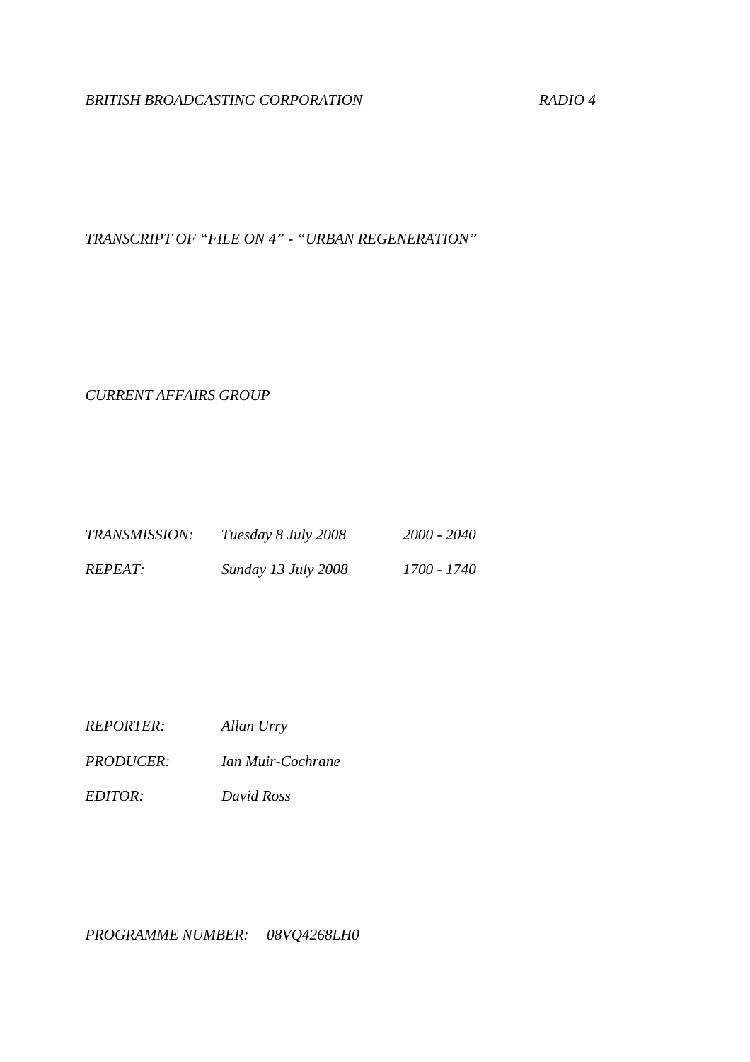*BRITISH BROADCASTING CORPORATION* *RADIO 4*

*TRANSCRIPT OF "FILE ON 4" - "URBAN REGENERATION"*

*CURRENT AFFAIRS GROUP*

| | | |
|---|---|---|
| *TRANSMISSION:* | *Tuesday 8 July 2008* | *2000 - 2040* |
| *REPEAT:* | *Sunday 13 July 2008* | *1700 - 1740* |

| | |
|---|---|
| *REPORTER:* | *Allan Urry* |
| *PRODUCER:* | *Ian Muir-Cochrane* |
| *EDITOR:* | *David Ross* |

*PROGRAMME NUMBER:* *08VQ4268LH0*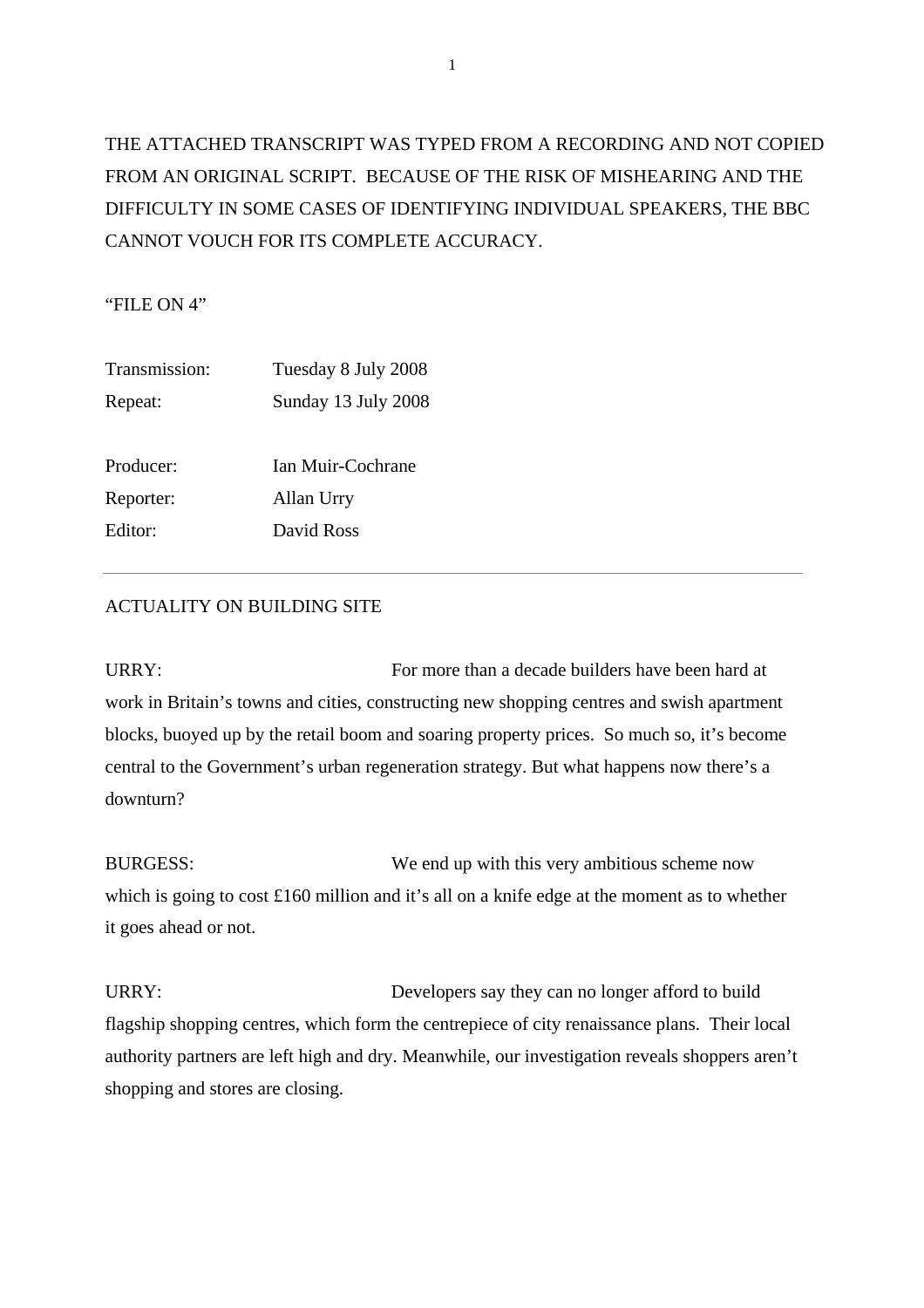THE ATTACHED TRANSCRIPT WAS TYPED FROM A RECORDING AND NOT COPIED FROM AN ORIGINAL SCRIPT. BECAUSE OF THE RISK OF MISHEARING AND THE DIFFICULTY IN SOME CASES OF IDENTIFYING INDIVIDUAL SPEAKERS, THE BBC CANNOT VOUCH FOR ITS COMPLETE ACCURACY.

"FILE ON 4"

| | |
|---|---|
| Transmission: | Tuesday 8 July 2008 |
| Repeat: | Sunday 13 July 2008 |
| | |
| Producer: | Ian Muir-Cochrane |
| Reporter: | Allan Urry |
| Editor: | David Ross |

---

ACTUALITY ON BUILDING SITE

URRY: For more than a decade builders have been hard at work in Britain's towns and cities, constructing new shopping centres and swish apartment blocks, buoyed up by the retail boom and soaring property prices. So much so, it's become central to the Government's urban regeneration strategy. But what happens now there's a downturn?

BURGESS: We end up with this very ambitious scheme now which is going to cost £160 million and it's all on a knife edge at the moment as to whether it goes ahead or not.

URRY: Developers say they can no longer afford to build flagship shopping centres, which form the centrepiece of city renaissance plans. Their local authority partners are left high and dry. Meanwhile, our investigation reveals shoppers aren't shopping and stores are closing.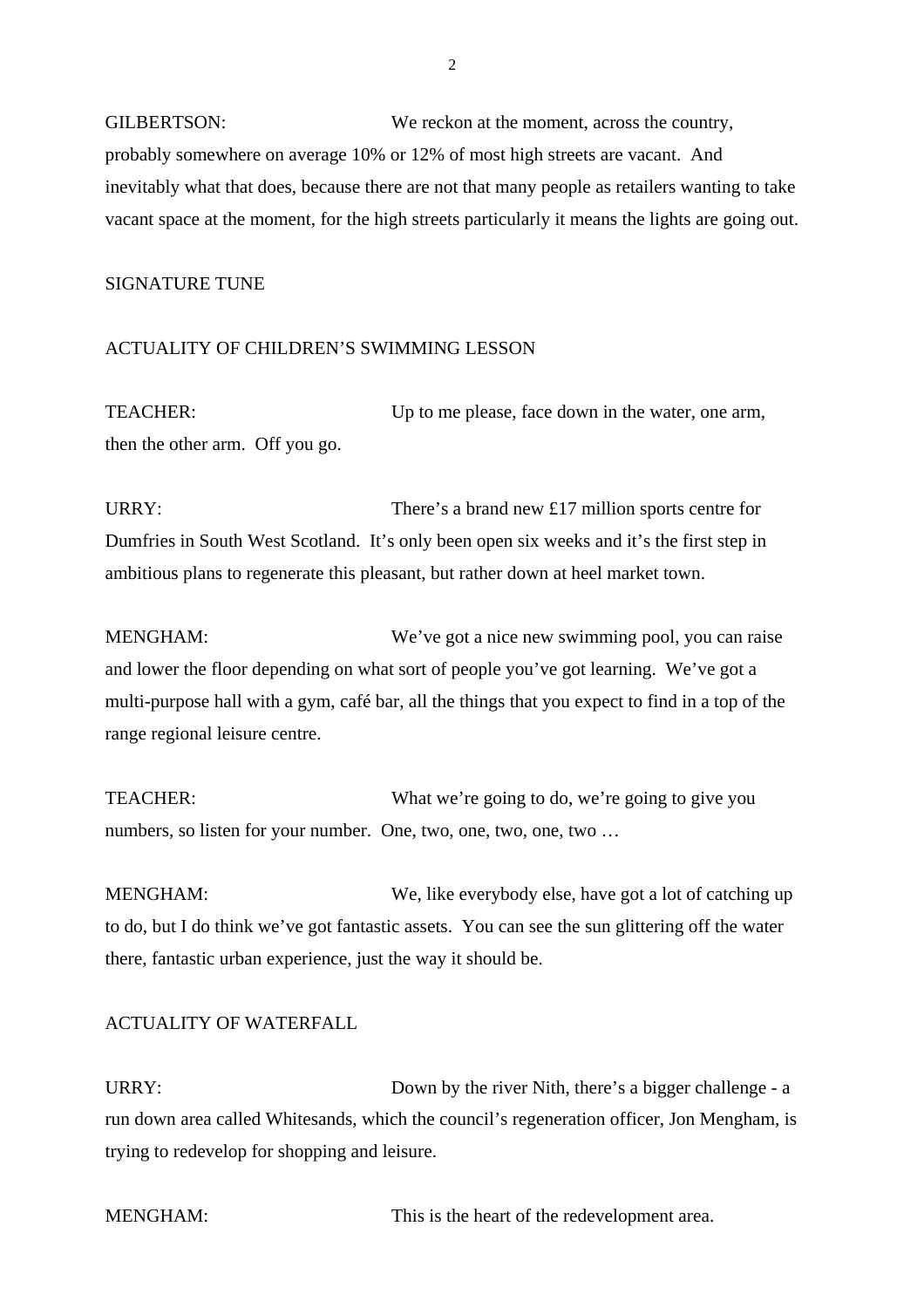GILBERTSON: We reckon at the moment, across the country, probably somewhere on average 10% or 12% of most high streets are vacant. And inevitably what that does, because there are not that many people as retailers wanting to take vacant space at the moment, for the high streets particularly it means the lights are going out.

SIGNATURE TUNE

ACTUALITY OF CHILDREN'S SWIMMING LESSON

TEACHER: Up to me please, face down in the water, one arm, then the other arm. Off you go.

URRY: There's a brand new £17 million sports centre for Dumfries in South West Scotland. It's only been open six weeks and it's the first step in ambitious plans to regenerate this pleasant, but rather down at heel market town.

MENGHAM: We've got a nice new swimming pool, you can raise and lower the floor depending on what sort of people you've got learning. We've got a multi-purpose hall with a gym, café bar, all the things that you expect to find in a top of the range regional leisure centre.

TEACHER: What we're going to do, we're going to give you numbers, so listen for your number. One, two, one, two, one, two …

MENGHAM: We, like everybody else, have got a lot of catching up to do, but I do think we've got fantastic assets. You can see the sun glittering off the water there, fantastic urban experience, just the way it should be.

ACTUALITY OF WATERFALL

URRY: Down by the river Nith, there's a bigger challenge - a run down area called Whitesands, which the council's regeneration officer, Jon Mengham, is trying to redevelop for shopping and leisure.

MENGHAM: This is the heart of the redevelopment area.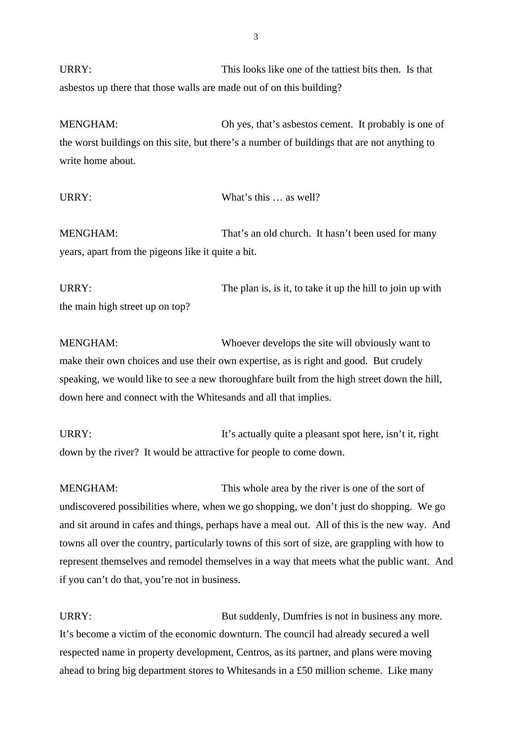URRY: This looks like one of the tattiest bits then. Is that asbestos up there that those walls are made out of on this building?

MENGHAM: Oh yes, that's asbestos cement. It probably is one of the worst buildings on this site, but there's a number of buildings that are not anything to write home about.

URRY: What's this … as well?

MENGHAM: That's an old church. It hasn't been used for many years, apart from the pigeons like it quite a bit.

URRY: The plan is, is it, to take it up the hill to join up with the main high street up on top?

MENGHAM: Whoever develops the site will obviously want to make their own choices and use their own expertise, as is right and good. But crudely speaking, we would like to see a new thoroughfare built from the high street down the hill, down here and connect with the Whitesands and all that implies.

URRY: It's actually quite a pleasant spot here, isn't it, right down by the river? It would be attractive for people to come down.

MENGHAM: This whole area by the river is one of the sort of undiscovered possibilities where, when we go shopping, we don't just do shopping. We go and sit around in cafes and things, perhaps have a meal out. All of this is the new way. And towns all over the country, particularly towns of this sort of size, are grappling with how to represent themselves and remodel themselves in a way that meets what the public want. And if you can't do that, you're not in business.

URRY: But suddenly, Dumfries is not in business any more. It's become a victim of the economic downturn. The council had already secured a well respected name in property development, Centros, as its partner, and plans were moving ahead to bring big department stores to Whitesands in a £50 million scheme. Like many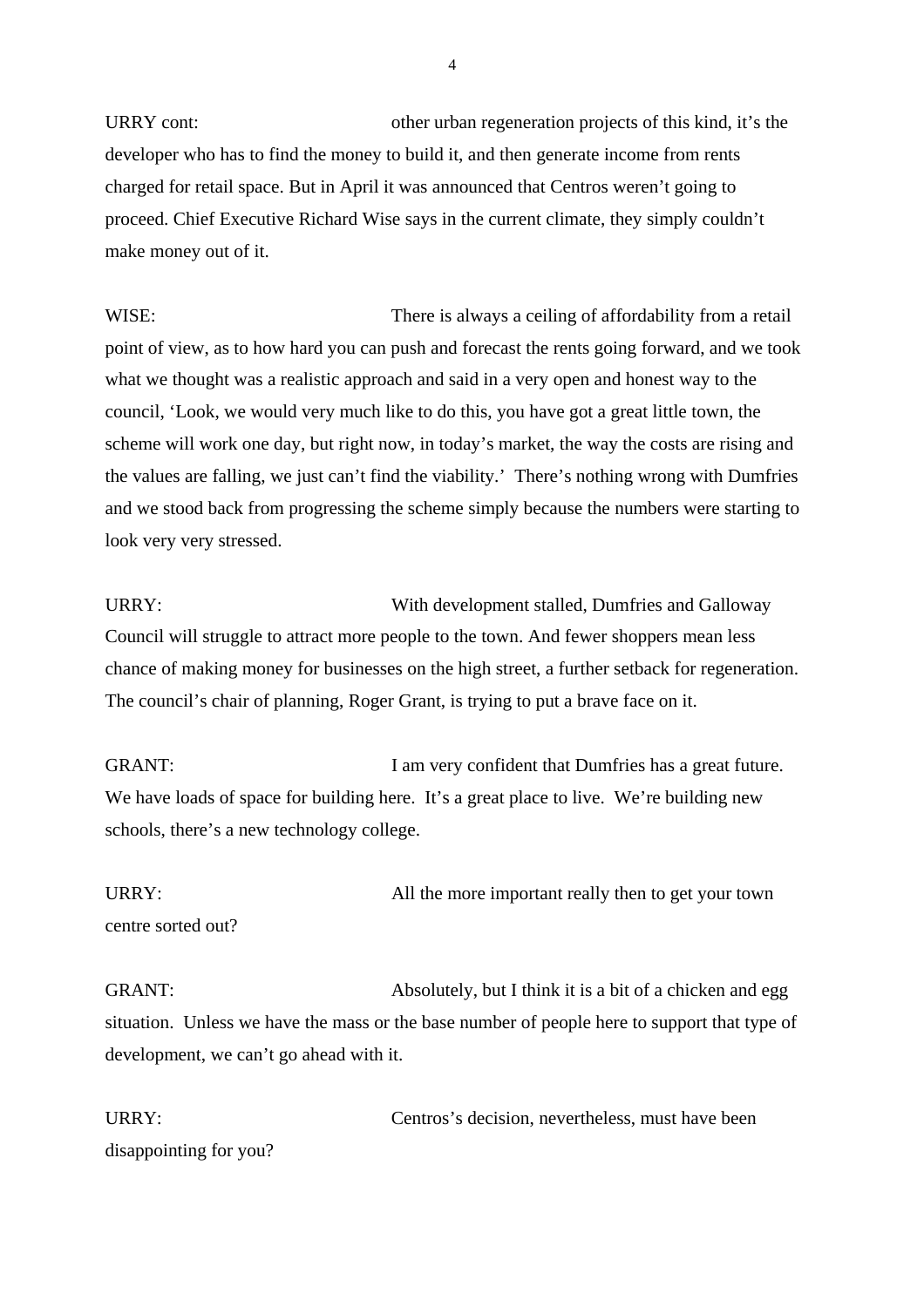URRY cont: other urban regeneration projects of this kind, it's the developer who has to find the money to build it, and then generate income from rents charged for retail space. But in April it was announced that Centros weren't going to proceed. Chief Executive Richard Wise says in the current climate, they simply couldn't make money out of it.

WISE: There is always a ceiling of affordability from a retail point of view, as to how hard you can push and forecast the rents going forward, and we took what we thought was a realistic approach and said in a very open and honest way to the council, 'Look, we would very much like to do this, you have got a great little town, the scheme will work one day, but right now, in today's market, the way the costs are rising and the values are falling, we just can't find the viability.' There's nothing wrong with Dumfries and we stood back from progressing the scheme simply because the numbers were starting to look very very stressed.

URRY: With development stalled, Dumfries and Galloway Council will struggle to attract more people to the town. And fewer shoppers mean less chance of making money for businesses on the high street, a further setback for regeneration. The council's chair of planning, Roger Grant, is trying to put a brave face on it.

GRANT: I am very confident that Dumfries has a great future. We have loads of space for building here. It's a great place to live. We're building new schools, there's a new technology college.

URRY: All the more important really then to get your town centre sorted out?

GRANT: Absolutely, but I think it is a bit of a chicken and egg situation. Unless we have the mass or the base number of people here to support that type of development, we can't go ahead with it.

URRY: Centros's decision, nevertheless, must have been disappointing for you?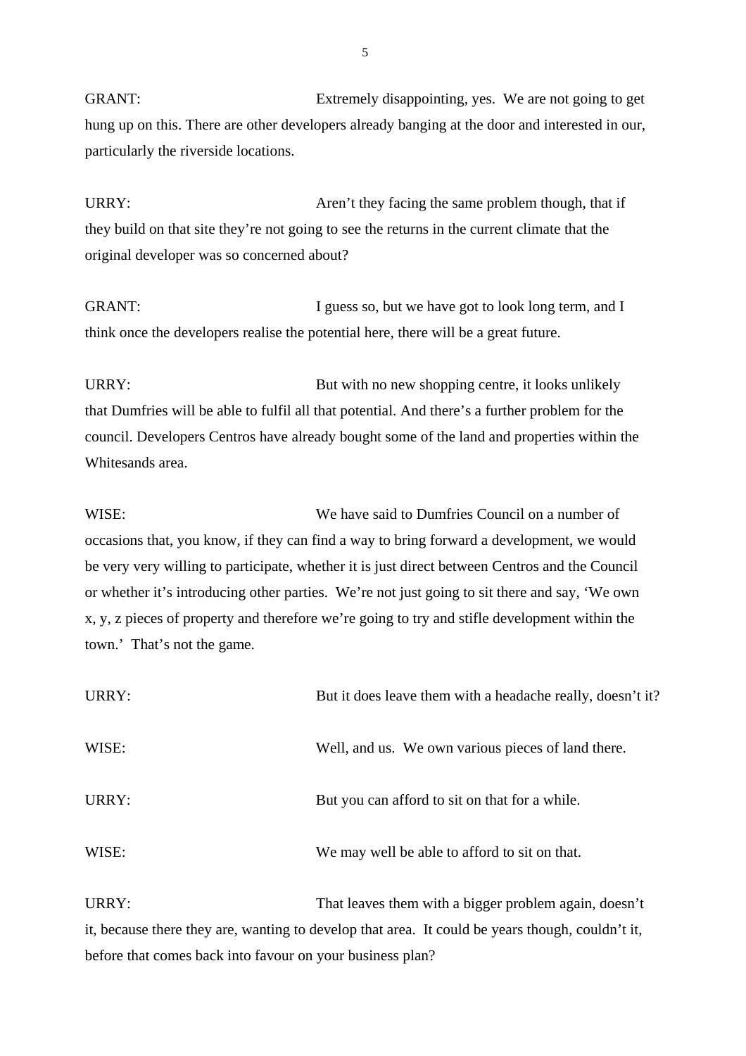GRANT: Extremely disappointing, yes. We are not going to get hung up on this. There are other developers already banging at the door and interested in our, particularly the riverside locations.

URRY: Aren't they facing the same problem though, that if they build on that site they're not going to see the returns in the current climate that the original developer was so concerned about?

GRANT: I guess so, but we have got to look long term, and I think once the developers realise the potential here, there will be a great future.

URRY: But with no new shopping centre, it looks unlikely that Dumfries will be able to fulfil all that potential. And there's a further problem for the council. Developers Centros have already bought some of the land and properties within the Whitesands area.

WISE: We have said to Dumfries Council on a number of occasions that, you know, if they can find a way to bring forward a development, we would be very very willing to participate, whether it is just direct between Centros and the Council or whether it's introducing other parties. We're not just going to sit there and say, 'We own x, y, z pieces of property and therefore we're going to try and stifle development within the town.' That's not the game.

URRY: But it does leave them with a headache really, doesn't it?

WISE: Well, and us. We own various pieces of land there.

URRY: But you can afford to sit on that for a while.

WISE: We may well be able to afford to sit on that.

URRY: That leaves them with a bigger problem again, doesn't it, because there they are, wanting to develop that area. It could be years though, couldn't it, before that comes back into favour on your business plan?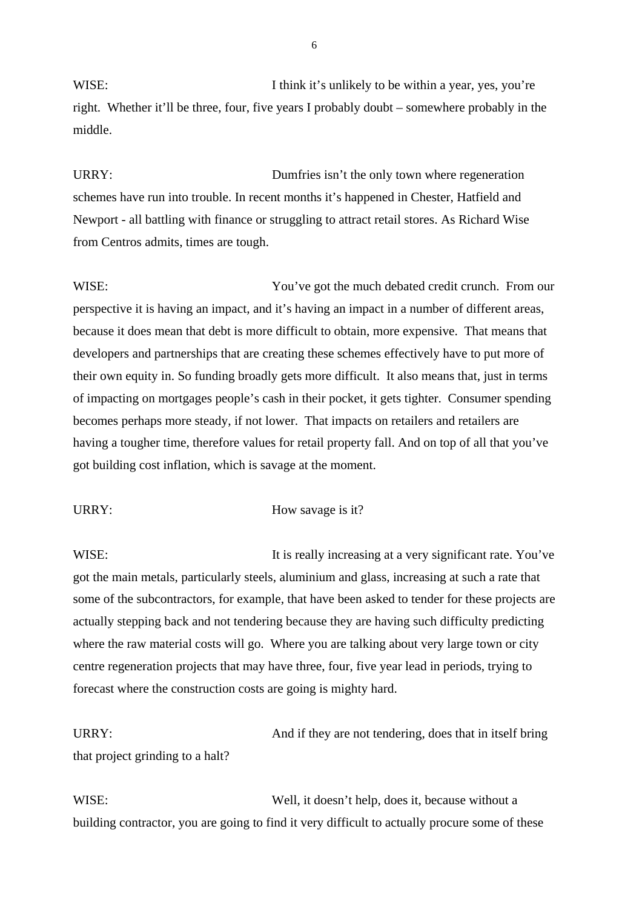WISE: I think it's unlikely to be within a year, yes, you're right. Whether it'll be three, four, five years I probably doubt – somewhere probably in the middle.

URRY: Dumfries isn't the only town where regeneration schemes have run into trouble. In recent months it's happened in Chester, Hatfield and Newport - all battling with finance or struggling to attract retail stores. As Richard Wise from Centros admits, times are tough.

WISE: You've got the much debated credit crunch. From our perspective it is having an impact, and it's having an impact in a number of different areas, because it does mean that debt is more difficult to obtain, more expensive. That means that developers and partnerships that are creating these schemes effectively have to put more of their own equity in. So funding broadly gets more difficult. It also means that, just in terms of impacting on mortgages people's cash in their pocket, it gets tighter. Consumer spending becomes perhaps more steady, if not lower. That impacts on retailers and retailers are having a tougher time, therefore values for retail property fall. And on top of all that you've got building cost inflation, which is savage at the moment.

URRY: How savage is it?

WISE: It is really increasing at a very significant rate. You've got the main metals, particularly steels, aluminium and glass, increasing at such a rate that some of the subcontractors, for example, that have been asked to tender for these projects are actually stepping back and not tendering because they are having such difficulty predicting where the raw material costs will go. Where you are talking about very large town or city centre regeneration projects that may have three, four, five year lead in periods, trying to forecast where the construction costs are going is mighty hard.

URRY: And if they are not tendering, does that in itself bring that project grinding to a halt?

WISE: Well, it doesn't help, does it, because without a building contractor, you are going to find it very difficult to actually procure some of these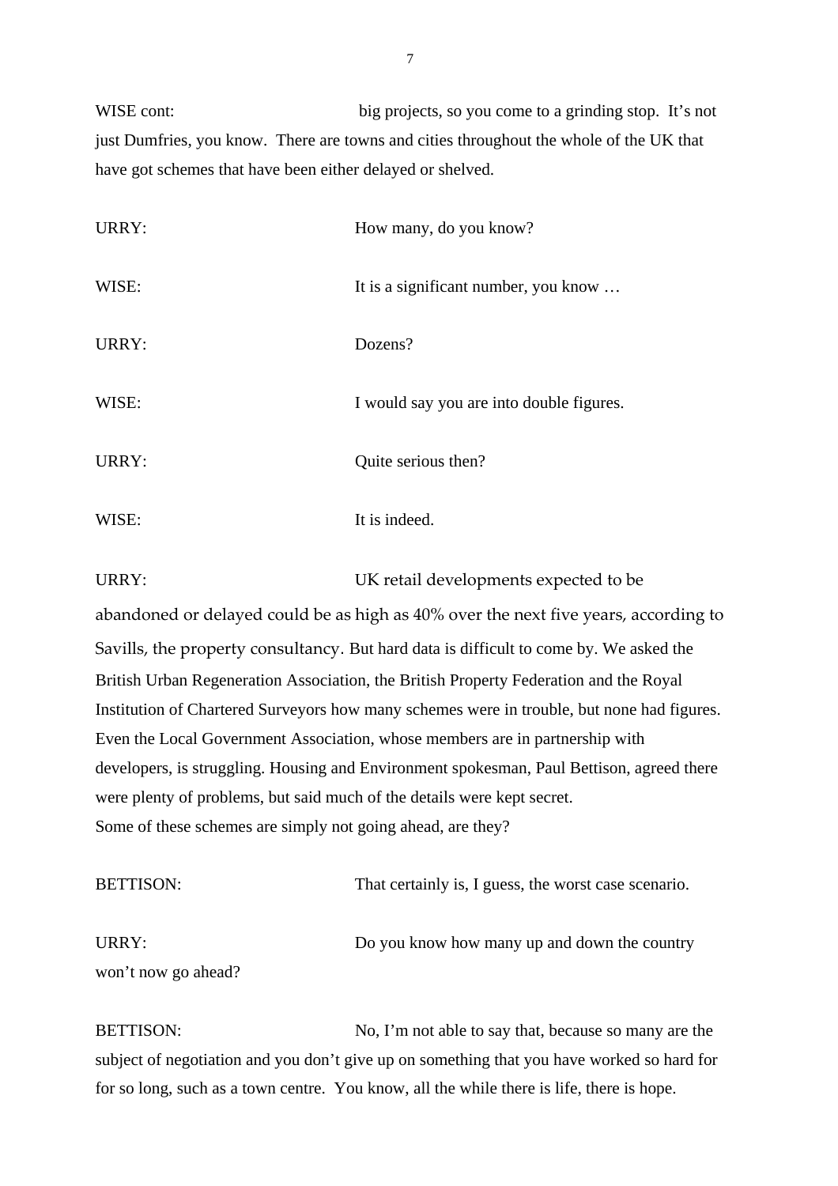WISE cont: big projects, so you come to a grinding stop. It's not just Dumfries, you know. There are towns and cities throughout the whole of the UK that have got schemes that have been either delayed or shelved.

URRY: How many, do you know?

WISE: It is a significant number, you know …

URRY: Dozens?

WISE: I would say you are into double figures.

URRY: Quite serious then?

WISE: It is indeed.

URRY: UK retail developments expected to be abandoned or delayed could be as high as 40% over the next five years, according to Savills, the property consultancy. But hard data is difficult to come by. We asked the British Urban Regeneration Association, the British Property Federation and the Royal Institution of Chartered Surveyors how many schemes were in trouble, but none had figures. Even the Local Government Association, whose members are in partnership with developers, is struggling. Housing and Environment spokesman, Paul Bettison, agreed there were plenty of problems, but said much of the details were kept secret.
Some of these schemes are simply not going ahead, are they?

BETTISON: That certainly is, I guess, the worst case scenario.

URRY: Do you know how many up and down the country won't now go ahead?

BETTISON: No, I'm not able to say that, because so many are the subject of negotiation and you don't give up on something that you have worked so hard for for so long, such as a town centre. You know, all the while there is life, there is hope.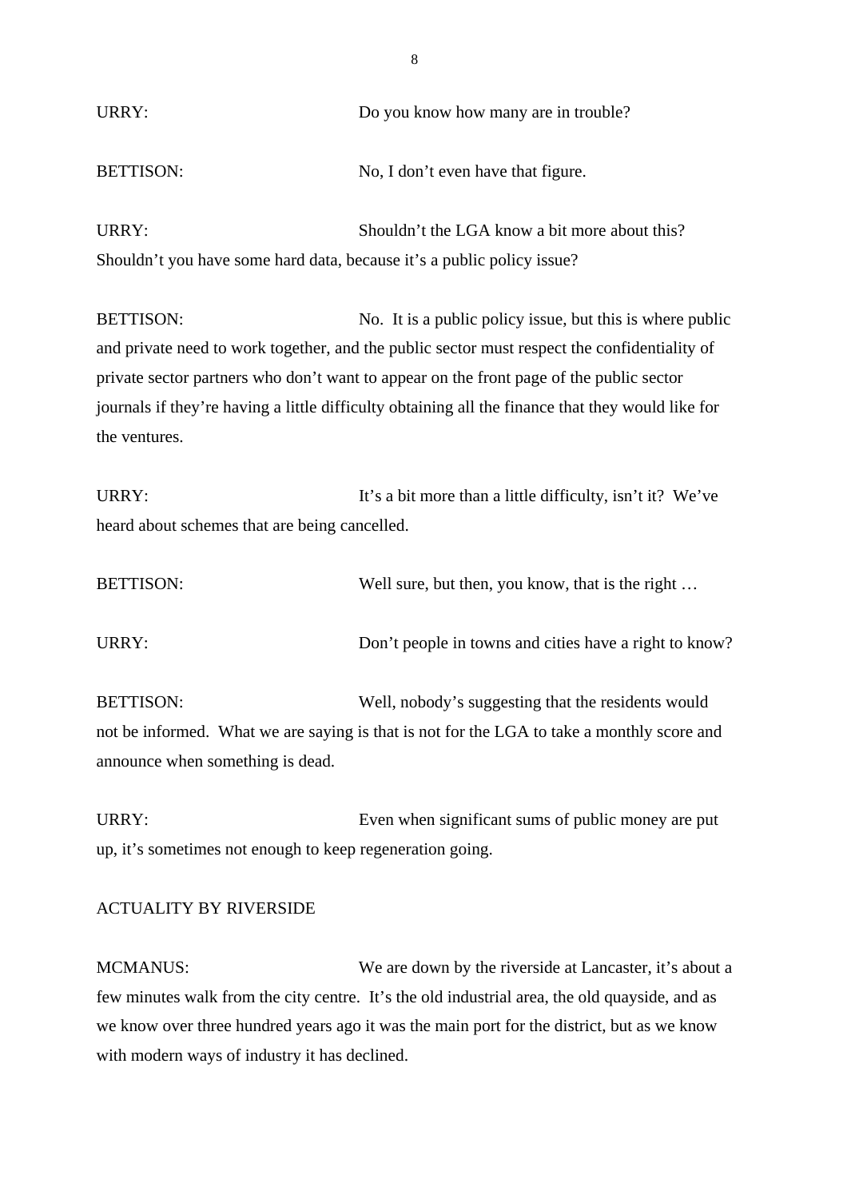URRY: Do you know how many are in trouble?

BETTISON: No, I don't even have that figure.

URRY: Shouldn't the LGA know a bit more about this? Shouldn't you have some hard data, because it's a public policy issue?

BETTISON: No. It is a public policy issue, but this is where public and private need to work together, and the public sector must respect the confidentiality of private sector partners who don't want to appear on the front page of the public sector journals if they're having a little difficulty obtaining all the finance that they would like for the ventures.

URRY: It's a bit more than a little difficulty, isn't it? We've heard about schemes that are being cancelled.

BETTISON: Well sure, but then, you know, that is the right …

URRY: Don't people in towns and cities have a right to know?

BETTISON: Well, nobody's suggesting that the residents would not be informed. What we are saying is that is not for the LGA to take a monthly score and announce when something is dead.

URRY: Even when significant sums of public money are put up, it's sometimes not enough to keep regeneration going.

ACTUALITY BY RIVERSIDE

MCMANUS: We are down by the riverside at Lancaster, it's about a few minutes walk from the city centre. It's the old industrial area, the old quayside, and as we know over three hundred years ago it was the main port for the district, but as we know with modern ways of industry it has declined.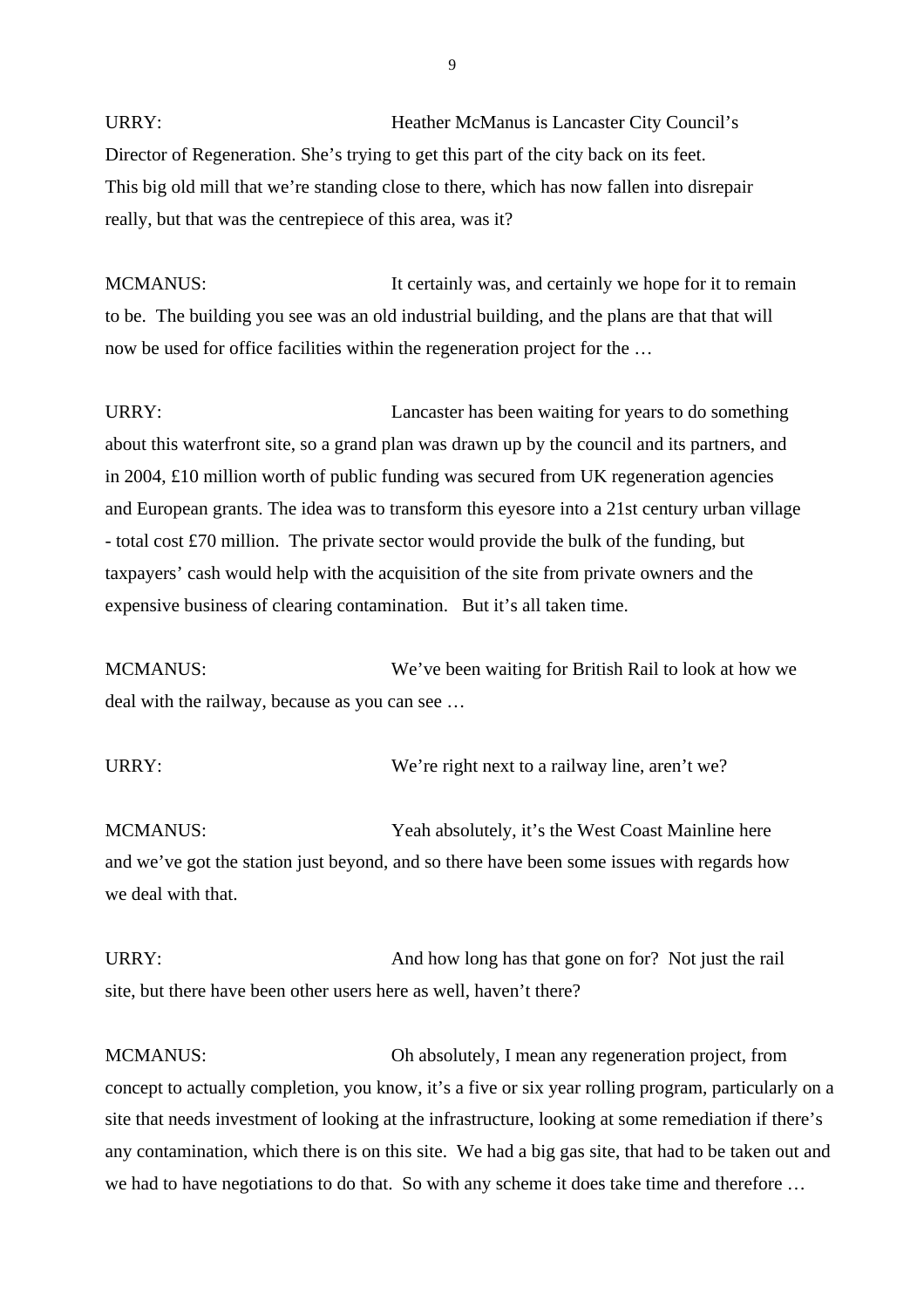URRY: Heather McManus is Lancaster City Council's Director of Regeneration. She's trying to get this part of the city back on its feet. This big old mill that we're standing close to there, which has now fallen into disrepair really, but that was the centrepiece of this area, was it?

MCMANUS: It certainly was, and certainly we hope for it to remain to be. The building you see was an old industrial building, and the plans are that that will now be used for office facilities within the regeneration project for the …

URRY: Lancaster has been waiting for years to do something about this waterfront site, so a grand plan was drawn up by the council and its partners, and in 2004, £10 million worth of public funding was secured from UK regeneration agencies and European grants. The idea was to transform this eyesore into a 21st century urban village - total cost £70 million. The private sector would provide the bulk of the funding, but taxpayers' cash would help with the acquisition of the site from private owners and the expensive business of clearing contamination. But it's all taken time.

MCMANUS: We've been waiting for British Rail to look at how we deal with the railway, because as you can see …

URRY: We're right next to a railway line, aren't we?

MCMANUS: Yeah absolutely, it's the West Coast Mainline here and we've got the station just beyond, and so there have been some issues with regards how we deal with that.

URRY: And how long has that gone on for? Not just the rail site, but there have been other users here as well, haven't there?

MCMANUS: Oh absolutely, I mean any regeneration project, from concept to actually completion, you know, it's a five or six year rolling program, particularly on a site that needs investment of looking at the infrastructure, looking at some remediation if there's any contamination, which there is on this site. We had a big gas site, that had to be taken out and we had to have negotiations to do that. So with any scheme it does take time and therefore …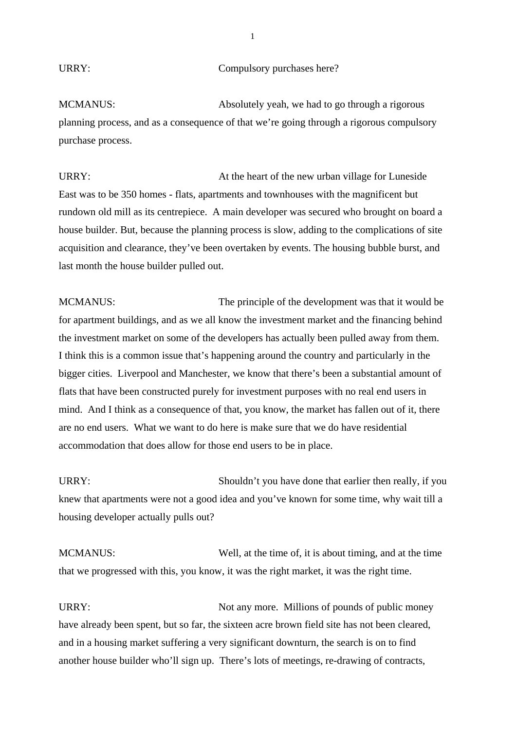URRY: Compulsory purchases here?

MCMANUS: Absolutely yeah, we had to go through a rigorous planning process, and as a consequence of that we're going through a rigorous compulsory purchase process.

URRY: At the heart of the new urban village for Luneside East was to be 350 homes - flats, apartments and townhouses with the magnificent but rundown old mill as its centrepiece. A main developer was secured who brought on board a house builder. But, because the planning process is slow, adding to the complications of site acquisition and clearance, they've been overtaken by events. The housing bubble burst, and last month the house builder pulled out.

MCMANUS: The principle of the development was that it would be for apartment buildings, and as we all know the investment market and the financing behind the investment market on some of the developers has actually been pulled away from them. I think this is a common issue that's happening around the country and particularly in the bigger cities. Liverpool and Manchester, we know that there's been a substantial amount of flats that have been constructed purely for investment purposes with no real end users in mind. And I think as a consequence of that, you know, the market has fallen out of it, there are no end users. What we want to do here is make sure that we do have residential accommodation that does allow for those end users to be in place.

URRY: Shouldn't you have done that earlier then really, if you knew that apartments were not a good idea and you've known for some time, why wait till a housing developer actually pulls out?

MCMANUS: Well, at the time of, it is about timing, and at the time that we progressed with this, you know, it was the right market, it was the right time.

URRY: Not any more. Millions of pounds of public money have already been spent, but so far, the sixteen acre brown field site has not been cleared, and in a housing market suffering a very significant downturn, the search is on to find another house builder who'll sign up. There's lots of meetings, re-drawing of contracts,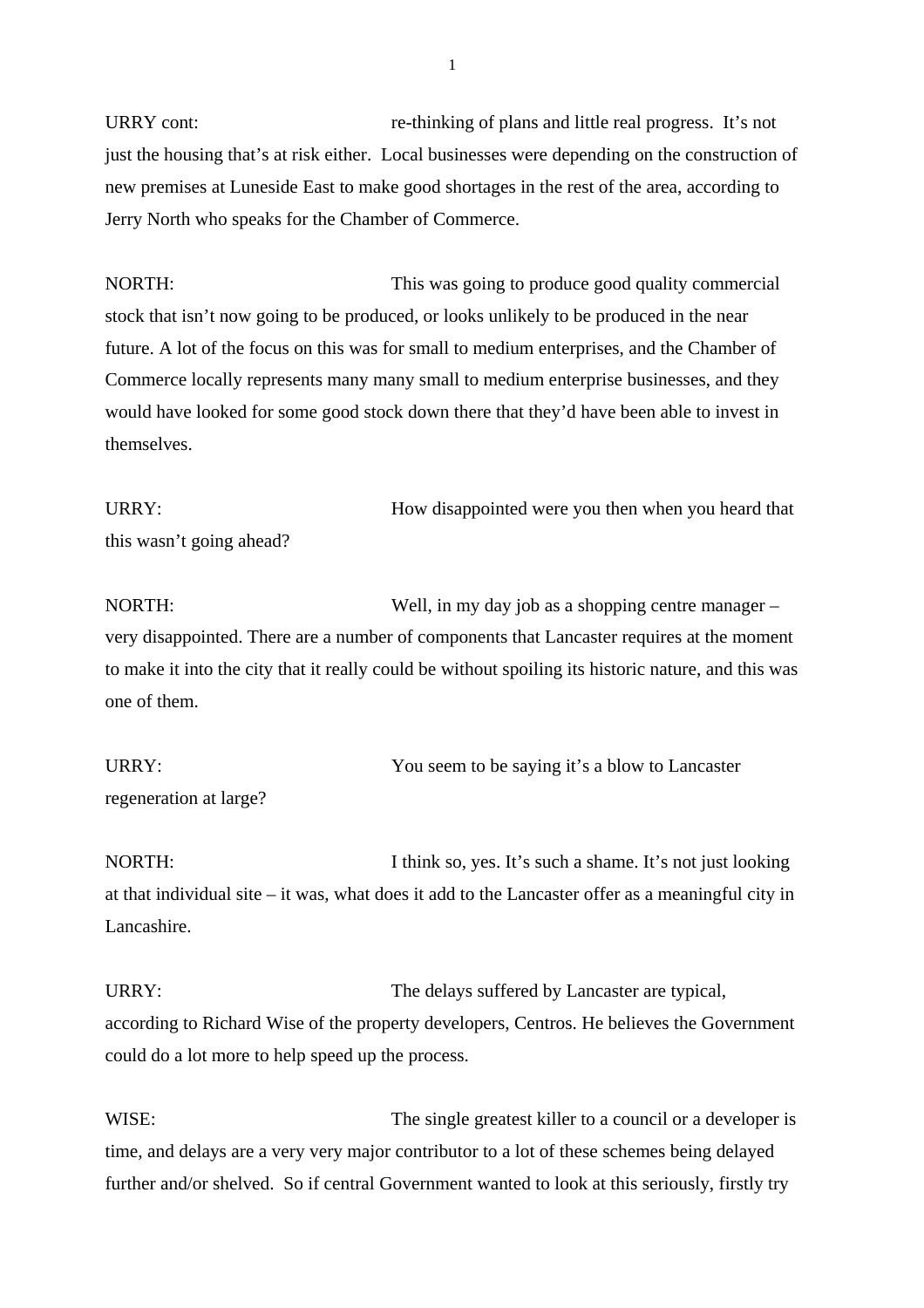URRY cont: re-thinking of plans and little real progress. It's not just the housing that's at risk either. Local businesses were depending on the construction of new premises at Luneside East to make good shortages in the rest of the area, according to Jerry North who speaks for the Chamber of Commerce.

NORTH: This was going to produce good quality commercial stock that isn't now going to be produced, or looks unlikely to be produced in the near future. A lot of the focus on this was for small to medium enterprises, and the Chamber of Commerce locally represents many many small to medium enterprise businesses, and they would have looked for some good stock down there that they'd have been able to invest in themselves.

URRY: How disappointed were you then when you heard that this wasn't going ahead?

NORTH: Well, in my day job as a shopping centre manager – very disappointed. There are a number of components that Lancaster requires at the moment to make it into the city that it really could be without spoiling its historic nature, and this was one of them.

URRY: You seem to be saying it's a blow to Lancaster regeneration at large?

NORTH: I think so, yes. It's such a shame. It's not just looking at that individual site – it was, what does it add to the Lancaster offer as a meaningful city in Lancashire.

URRY: The delays suffered by Lancaster are typical, according to Richard Wise of the property developers, Centros. He believes the Government could do a lot more to help speed up the process.

WISE: The single greatest killer to a council or a developer is time, and delays are a very very major contributor to a lot of these schemes being delayed further and/or shelved. So if central Government wanted to look at this seriously, firstly try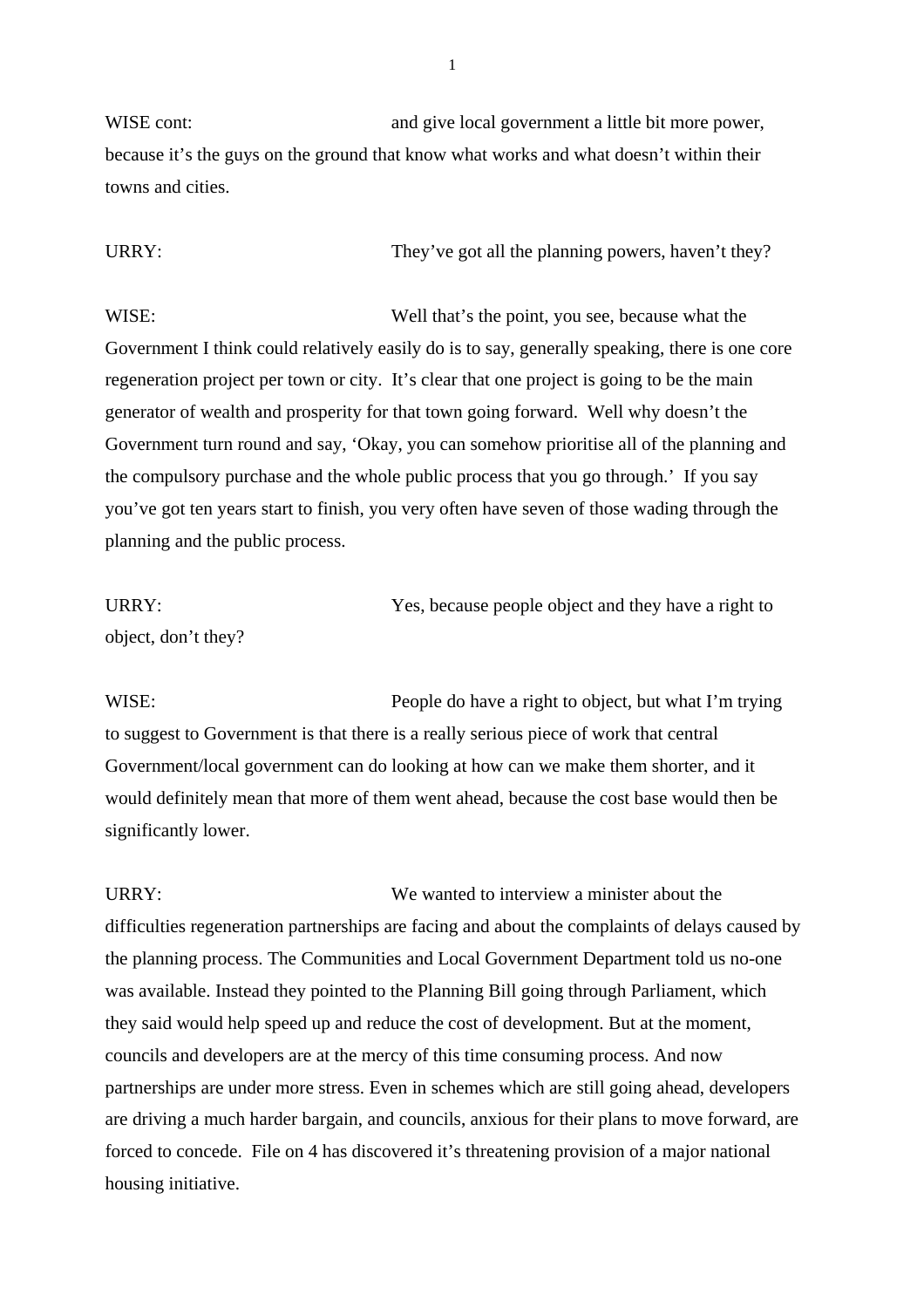WISE cont: and give local government a little bit more power, because it's the guys on the ground that know what works and what doesn't within their towns and cities.

URRY: They've got all the planning powers, haven't they?

WISE: Well that's the point, you see, because what the Government I think could relatively easily do is to say, generally speaking, there is one core regeneration project per town or city. It's clear that one project is going to be the main generator of wealth and prosperity for that town going forward. Well why doesn't the Government turn round and say, 'Okay, you can somehow prioritise all of the planning and the compulsory purchase and the whole public process that you go through.' If you say you've got ten years start to finish, you very often have seven of those wading through the planning and the public process.

URRY: Yes, because people object and they have a right to object, don't they?

WISE: People do have a right to object, but what I'm trying to suggest to Government is that there is a really serious piece of work that central Government/local government can do looking at how can we make them shorter, and it would definitely mean that more of them went ahead, because the cost base would then be significantly lower.

URRY: We wanted to interview a minister about the difficulties regeneration partnerships are facing and about the complaints of delays caused by the planning process. The Communities and Local Government Department told us no-one was available. Instead they pointed to the Planning Bill going through Parliament, which they said would help speed up and reduce the cost of development. But at the moment, councils and developers are at the mercy of this time consuming process. And now partnerships are under more stress. Even in schemes which are still going ahead, developers are driving a much harder bargain, and councils, anxious for their plans to move forward, are forced to concede. File on 4 has discovered it's threatening provision of a major national housing initiative.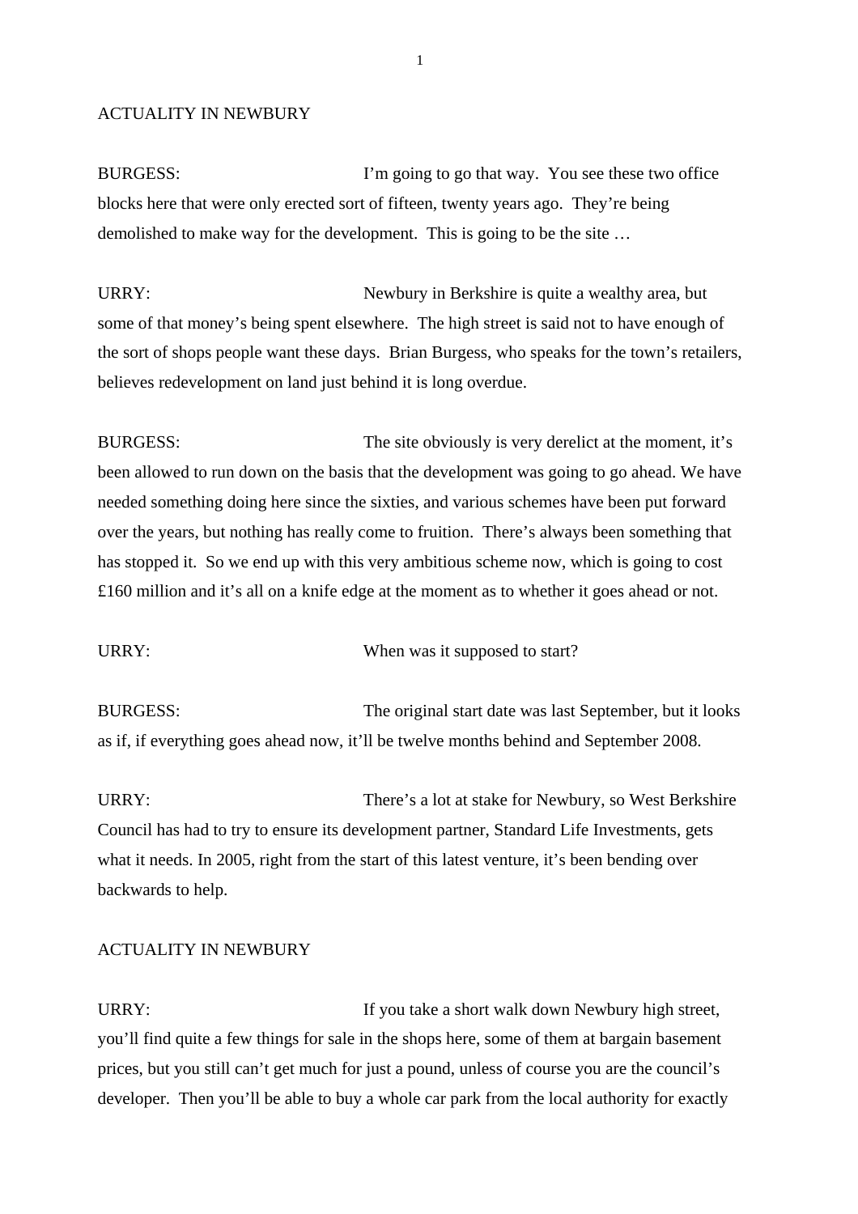ACTUALITY IN NEWBURY

BURGESS: I'm going to go that way. You see these two office blocks here that were only erected sort of fifteen, twenty years ago. They're being demolished to make way for the development. This is going to be the site …

URRY: Newbury in Berkshire is quite a wealthy area, but some of that money's being spent elsewhere. The high street is said not to have enough of the sort of shops people want these days. Brian Burgess, who speaks for the town's retailers, believes redevelopment on land just behind it is long overdue.

BURGESS: The site obviously is very derelict at the moment, it's been allowed to run down on the basis that the development was going to go ahead. We have needed something doing here since the sixties, and various schemes have been put forward over the years, but nothing has really come to fruition. There's always been something that has stopped it. So we end up with this very ambitious scheme now, which is going to cost £160 million and it's all on a knife edge at the moment as to whether it goes ahead or not.

URRY: When was it supposed to start?

BURGESS: The original start date was last September, but it looks as if, if everything goes ahead now, it'll be twelve months behind and September 2008.

URRY: There's a lot at stake for Newbury, so West Berkshire Council has had to try to ensure its development partner, Standard Life Investments, gets what it needs. In 2005, right from the start of this latest venture, it's been bending over backwards to help.

ACTUALITY IN NEWBURY

URRY: If you take a short walk down Newbury high street, you'll find quite a few things for sale in the shops here, some of them at bargain basement prices, but you still can't get much for just a pound, unless of course you are the council's developer. Then you'll be able to buy a whole car park from the local authority for exactly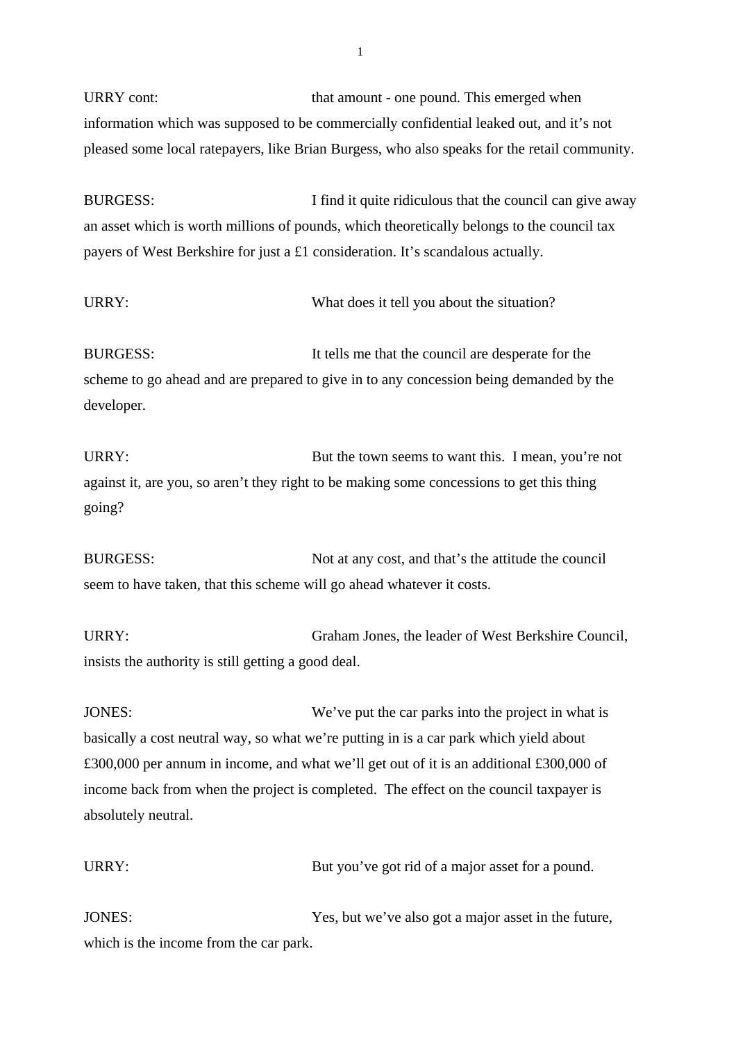URRY cont: that amount - one pound. This emerged when information which was supposed to be commercially confidential leaked out, and it's not pleased some local ratepayers, like Brian Burgess, who also speaks for the retail community.

BURGESS: I find it quite ridiculous that the council can give away an asset which is worth millions of pounds, which theoretically belongs to the council tax payers of West Berkshire for just a £1 consideration. It's scandalous actually.

URRY: What does it tell you about the situation?

BURGESS: It tells me that the council are desperate for the scheme to go ahead and are prepared to give in to any concession being demanded by the developer.

URRY: But the town seems to want this. I mean, you're not against it, are you, so aren't they right to be making some concessions to get this thing going?

BURGESS: Not at any cost, and that's the attitude the council seem to have taken, that this scheme will go ahead whatever it costs.

URRY: Graham Jones, the leader of West Berkshire Council, insists the authority is still getting a good deal.

JONES: We've put the car parks into the project in what is basically a cost neutral way, so what we're putting in is a car park which yield about £300,000 per annum in income, and what we'll get out of it is an additional £300,000 of income back from when the project is completed. The effect on the council taxpayer is absolutely neutral.

URRY: But you've got rid of a major asset for a pound.

JONES: Yes, but we've also got a major asset in the future, which is the income from the car park.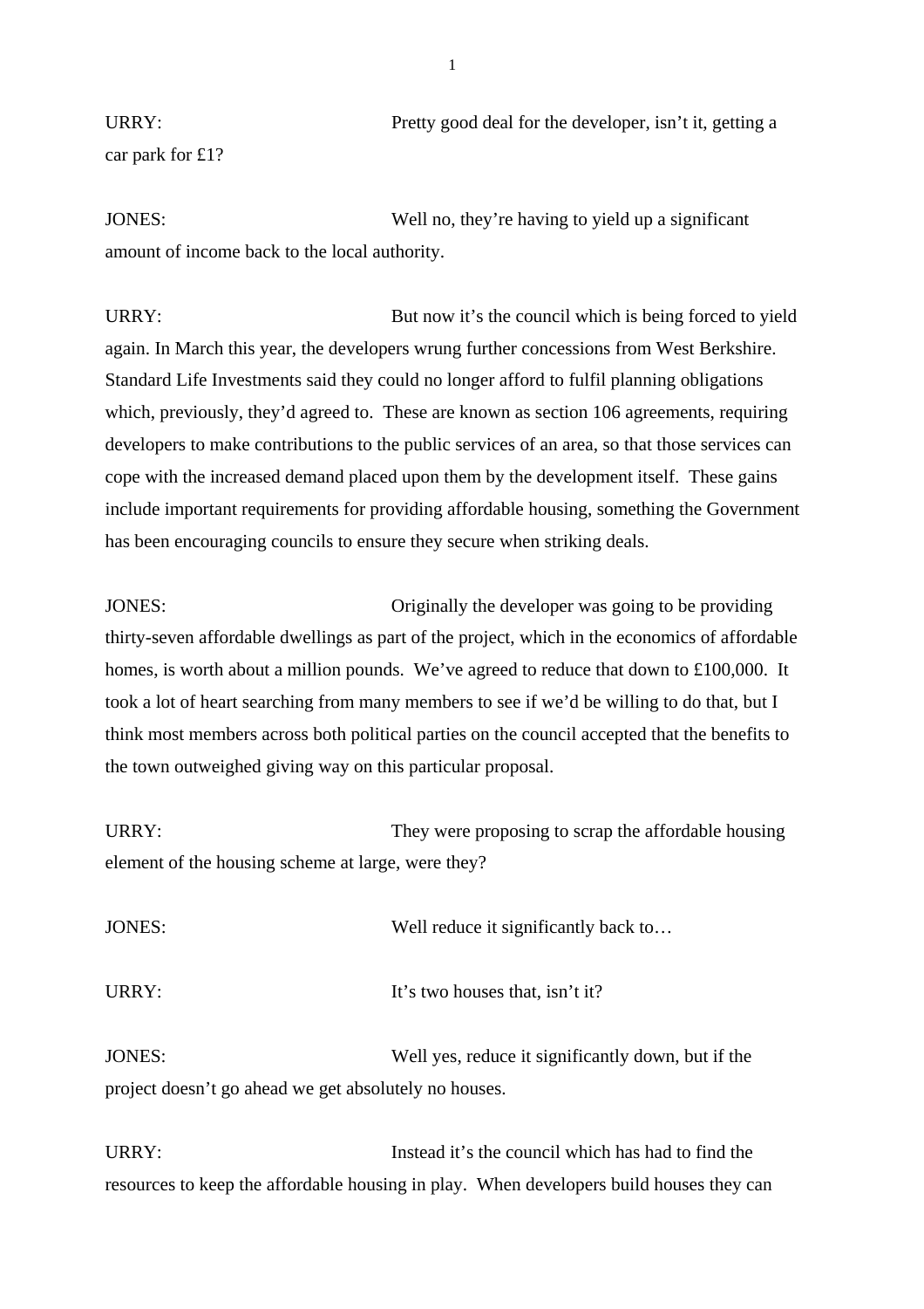URRY: Pretty good deal for the developer, isn't it, getting a car park for £1?

JONES: Well no, they're having to yield up a significant amount of income back to the local authority.

URRY: But now it's the council which is being forced to yield again. In March this year, the developers wrung further concessions from West Berkshire. Standard Life Investments said they could no longer afford to fulfil planning obligations which, previously, they'd agreed to. These are known as section 106 agreements, requiring developers to make contributions to the public services of an area, so that those services can cope with the increased demand placed upon them by the development itself. These gains include important requirements for providing affordable housing, something the Government has been encouraging councils to ensure they secure when striking deals.

JONES: Originally the developer was going to be providing thirty-seven affordable dwellings as part of the project, which in the economics of affordable homes, is worth about a million pounds. We've agreed to reduce that down to £100,000. It took a lot of heart searching from many members to see if we'd be willing to do that, but I think most members across both political parties on the council accepted that the benefits to the town outweighed giving way on this particular proposal.

URRY: They were proposing to scrap the affordable housing element of the housing scheme at large, were they?

JONES: Well reduce it significantly back to…

URRY: It's two houses that, isn't it?

JONES: Well yes, reduce it significantly down, but if the project doesn't go ahead we get absolutely no houses.

URRY: Instead it's the council which has had to find the resources to keep the affordable housing in play. When developers build houses they can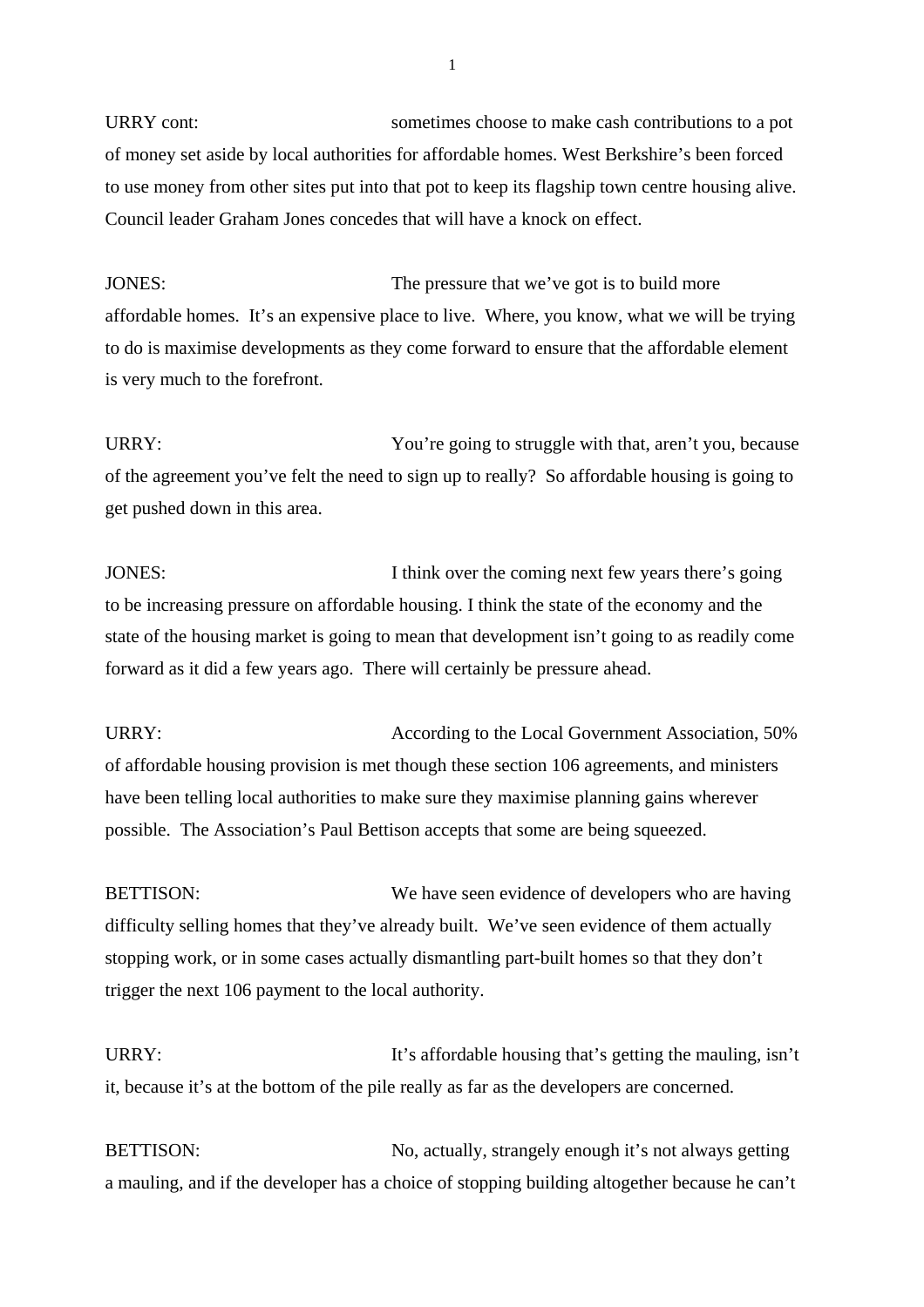URRY cont: sometimes choose to make cash contributions to a pot of money set aside by local authorities for affordable homes. West Berkshire's been forced to use money from other sites put into that pot to keep its flagship town centre housing alive. Council leader Graham Jones concedes that will have a knock on effect.

JONES: The pressure that we've got is to build more affordable homes. It's an expensive place to live. Where, you know, what we will be trying to do is maximise developments as they come forward to ensure that the affordable element is very much to the forefront.

URRY: You're going to struggle with that, aren't you, because of the agreement you've felt the need to sign up to really? So affordable housing is going to get pushed down in this area.

JONES: I think over the coming next few years there's going to be increasing pressure on affordable housing. I think the state of the economy and the state of the housing market is going to mean that development isn't going to as readily come forward as it did a few years ago. There will certainly be pressure ahead.

URRY: According to the Local Government Association, 50% of affordable housing provision is met though these section 106 agreements, and ministers have been telling local authorities to make sure they maximise planning gains wherever possible. The Association's Paul Bettison accepts that some are being squeezed.

BETTISON: We have seen evidence of developers who are having difficulty selling homes that they've already built. We've seen evidence of them actually stopping work, or in some cases actually dismantling part-built homes so that they don't trigger the next 106 payment to the local authority.

URRY: It's affordable housing that's getting the mauling, isn't it, because it's at the bottom of the pile really as far as the developers are concerned.

BETTISON: No, actually, strangely enough it's not always getting a mauling, and if the developer has a choice of stopping building altogether because he can't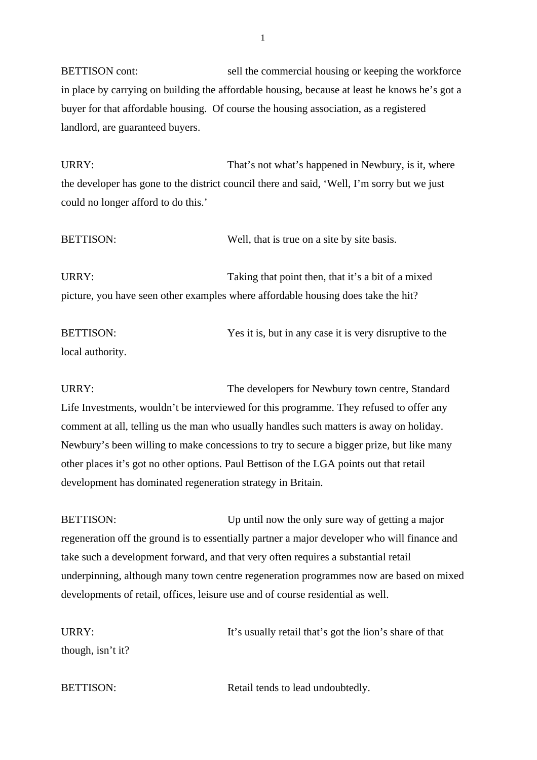BETTISON cont: sell the commercial housing or keeping the workforce in place by carrying on building the affordable housing, because at least he knows he's got a buyer for that affordable housing. Of course the housing association, as a registered landlord, are guaranteed buyers.

URRY: That's not what's happened in Newbury, is it, where the developer has gone to the district council there and said, 'Well, I'm sorry but we just could no longer afford to do this.'

BETTISON: Well, that is true on a site by site basis.

URRY: Taking that point then, that it's a bit of a mixed picture, you have seen other examples where affordable housing does take the hit?

BETTISON: Yes it is, but in any case it is very disruptive to the local authority.

URRY: The developers for Newbury town centre, Standard Life Investments, wouldn't be interviewed for this programme. They refused to offer any comment at all, telling us the man who usually handles such matters is away on holiday. Newbury's been willing to make concessions to try to secure a bigger prize, but like many other places it's got no other options. Paul Bettison of the LGA points out that retail development has dominated regeneration strategy in Britain.

BETTISON: Up until now the only sure way of getting a major regeneration off the ground is to essentially partner a major developer who will finance and take such a development forward, and that very often requires a substantial retail underpinning, although many town centre regeneration programmes now are based on mixed developments of retail, offices, leisure use and of course residential as well.

URRY: It's usually retail that's got the lion's share of that though, isn't it?

BETTISON: Retail tends to lead undoubtedly.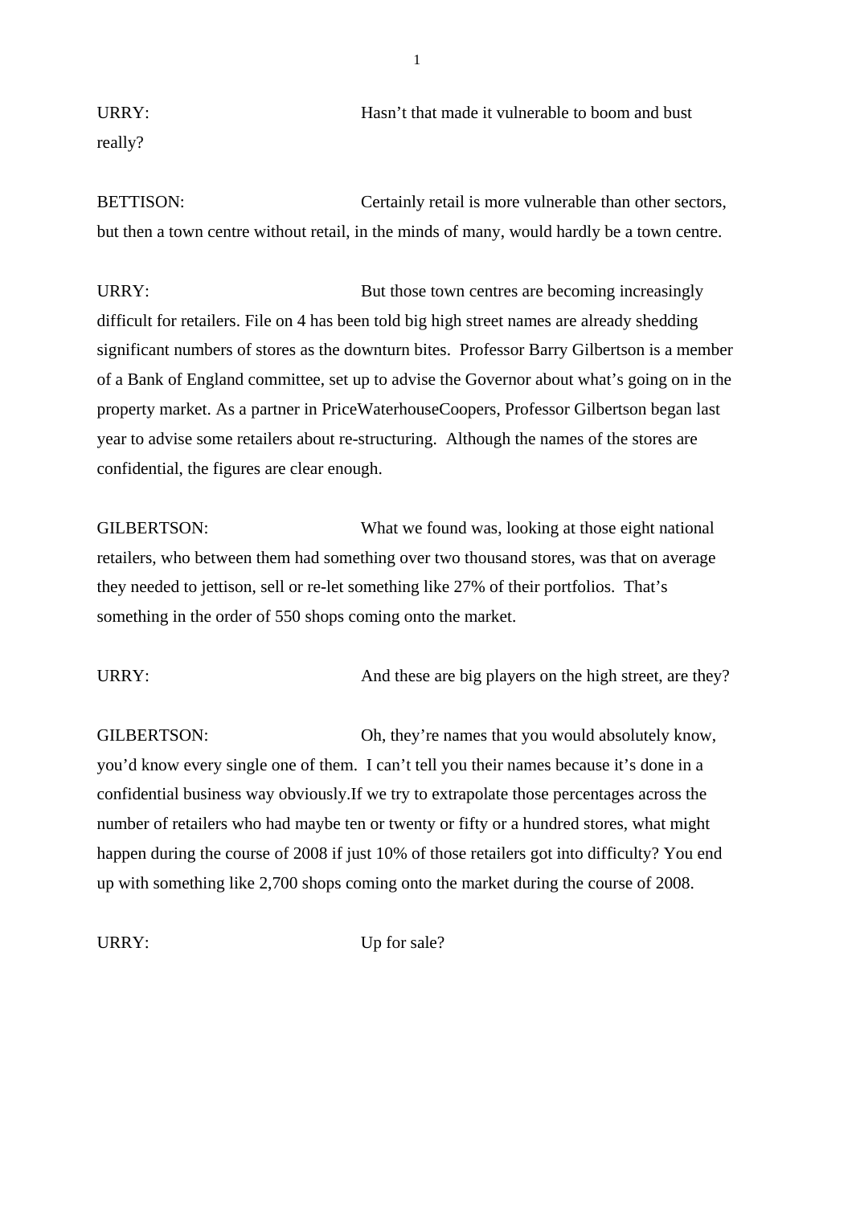URRY: Hasn't that made it vulnerable to boom and bust really?

BETTISON: Certainly retail is more vulnerable than other sectors, but then a town centre without retail, in the minds of many, would hardly be a town centre.

URRY: But those town centres are becoming increasingly difficult for retailers. File on 4 has been told big high street names are already shedding significant numbers of stores as the downturn bites. Professor Barry Gilbertson is a member of a Bank of England committee, set up to advise the Governor about what's going on in the property market. As a partner in PriceWaterhouseCoopers, Professor Gilbertson began last year to advise some retailers about re-structuring. Although the names of the stores are confidential, the figures are clear enough.

GILBERTSON: What we found was, looking at those eight national retailers, who between them had something over two thousand stores, was that on average they needed to jettison, sell or re-let something like 27% of their portfolios. That's something in the order of 550 shops coming onto the market.

URRY: And these are big players on the high street, are they?

GILBERTSON: Oh, they're names that you would absolutely know, you'd know every single one of them. I can't tell you their names because it's done in a confidential business way obviously.If we try to extrapolate those percentages across the number of retailers who had maybe ten or twenty or fifty or a hundred stores, what might happen during the course of 2008 if just 10% of those retailers got into difficulty? You end up with something like 2,700 shops coming onto the market during the course of 2008.

URRY: Up for sale?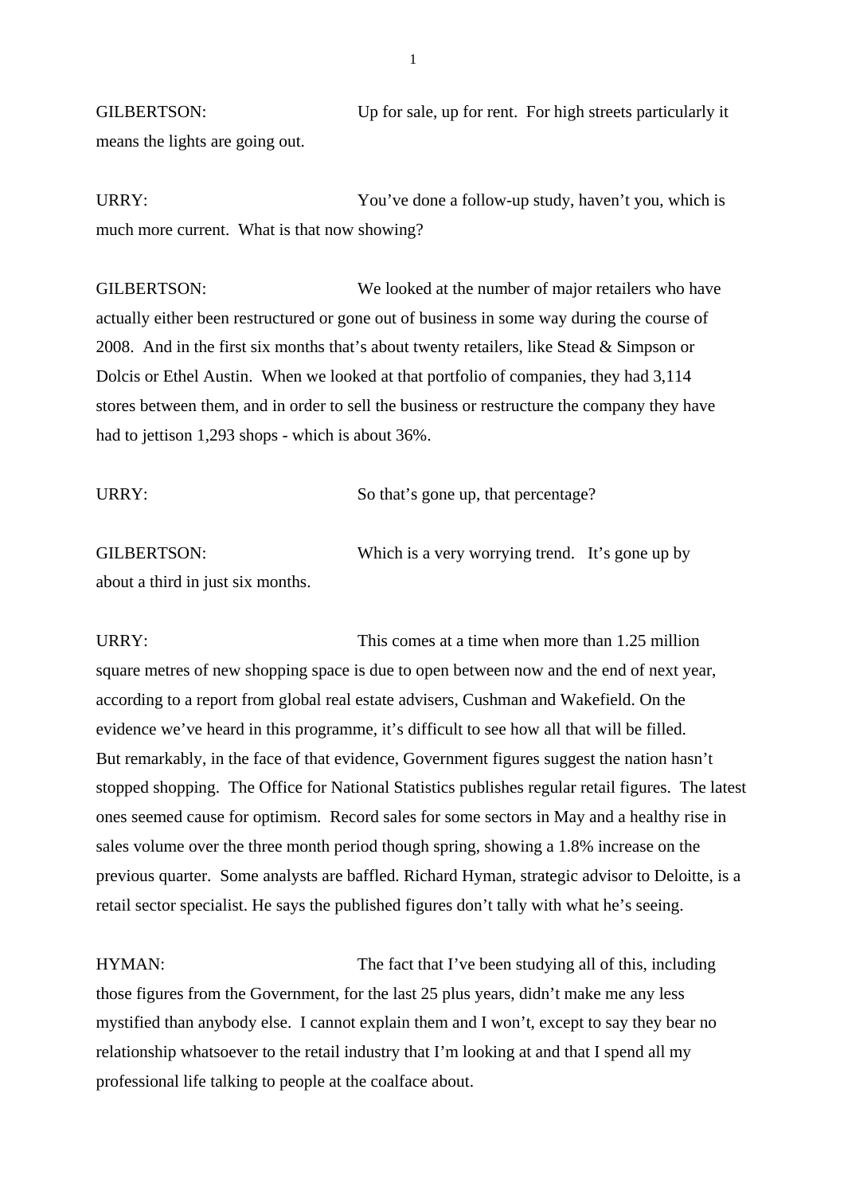GILBERTSON: Up for sale, up for rent. For high streets particularly it means the lights are going out.

URRY: You've done a follow-up study, haven't you, which is much more current. What is that now showing?

GILBERTSON: We looked at the number of major retailers who have actually either been restructured or gone out of business in some way during the course of 2008. And in the first six months that's about twenty retailers, like Stead & Simpson or Dolcis or Ethel Austin. When we looked at that portfolio of companies, they had 3,114 stores between them, and in order to sell the business or restructure the company they have had to jettison 1,293 shops - which is about 36%.

URRY: So that's gone up, that percentage?

GILBERTSON: Which is a very worrying trend. It's gone up by about a third in just six months.

URRY: This comes at a time when more than 1.25 million square metres of new shopping space is due to open between now and the end of next year, according to a report from global real estate advisers, Cushman and Wakefield. On the evidence we've heard in this programme, it's difficult to see how all that will be filled. But remarkably, in the face of that evidence, Government figures suggest the nation hasn't stopped shopping. The Office for National Statistics publishes regular retail figures. The latest ones seemed cause for optimism. Record sales for some sectors in May and a healthy rise in sales volume over the three month period though spring, showing a 1.8% increase on the previous quarter. Some analysts are baffled. Richard Hyman, strategic advisor to Deloitte, is a retail sector specialist. He says the published figures don't tally with what he's seeing.

HYMAN: The fact that I've been studying all of this, including those figures from the Government, for the last 25 plus years, didn't make me any less mystified than anybody else. I cannot explain them and I won't, except to say they bear no relationship whatsoever to the retail industry that I'm looking at and that I spend all my professional life talking to people at the coalface about.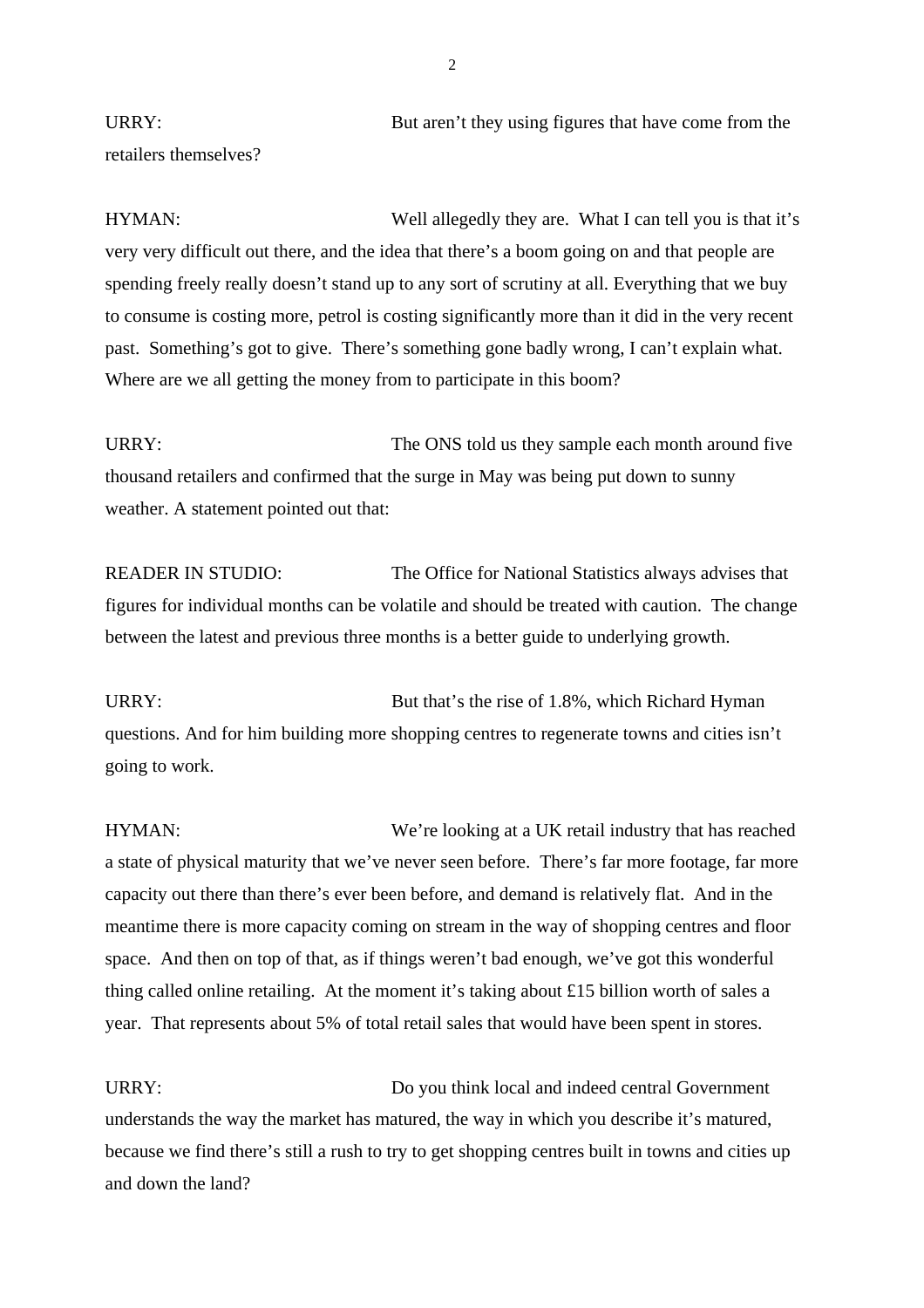URRY: But aren't they using figures that have come from the retailers themselves?

HYMAN: Well allegedly they are. What I can tell you is that it's very very difficult out there, and the idea that there's a boom going on and that people are spending freely really doesn't stand up to any sort of scrutiny at all. Everything that we buy to consume is costing more, petrol is costing significantly more than it did in the very recent past. Something's got to give. There's something gone badly wrong, I can't explain what. Where are we all getting the money from to participate in this boom?

URRY: The ONS told us they sample each month around five thousand retailers and confirmed that the surge in May was being put down to sunny weather. A statement pointed out that:

READER IN STUDIO: The Office for National Statistics always advises that figures for individual months can be volatile and should be treated with caution. The change between the latest and previous three months is a better guide to underlying growth.

URRY: But that's the rise of 1.8%, which Richard Hyman questions. And for him building more shopping centres to regenerate towns and cities isn't going to work.

HYMAN: We're looking at a UK retail industry that has reached a state of physical maturity that we've never seen before. There's far more footage, far more capacity out there than there's ever been before, and demand is relatively flat. And in the meantime there is more capacity coming on stream in the way of shopping centres and floor space. And then on top of that, as if things weren't bad enough, we've got this wonderful thing called online retailing. At the moment it's taking about £15 billion worth of sales a year. That represents about 5% of total retail sales that would have been spent in stores.

URRY: Do you think local and indeed central Government understands the way the market has matured, the way in which you describe it's matured, because we find there's still a rush to try to get shopping centres built in towns and cities up and down the land?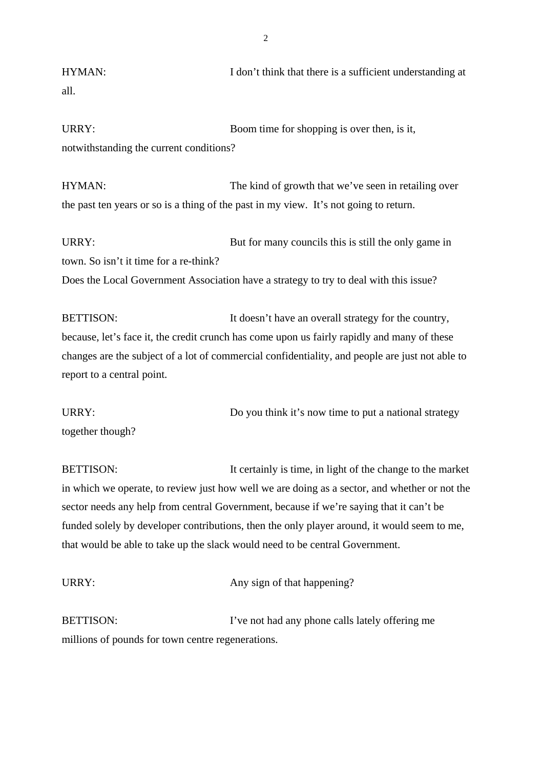HYMAN: I don't think that there is a sufficient understanding at all.

URRY: Boom time for shopping is over then, is it, notwithstanding the current conditions?

HYMAN: The kind of growth that we've seen in retailing over the past ten years or so is a thing of the past in my view. It's not going to return.

URRY: But for many councils this is still the only game in town. So isn't it time for a re-think?
Does the Local Government Association have a strategy to try to deal with this issue?

BETTISON: It doesn't have an overall strategy for the country, because, let's face it, the credit crunch has come upon us fairly rapidly and many of these changes are the subject of a lot of commercial confidentiality, and people are just not able to report to a central point.

URRY: Do you think it's now time to put a national strategy together though?

BETTISON: It certainly is time, in light of the change to the market in which we operate, to review just how well we are doing as a sector, and whether or not the sector needs any help from central Government, because if we're saying that it can't be funded solely by developer contributions, then the only player around, it would seem to me, that would be able to take up the slack would need to be central Government.

URRY: Any sign of that happening?

BETTISON: I've not had any phone calls lately offering me millions of pounds for town centre regenerations.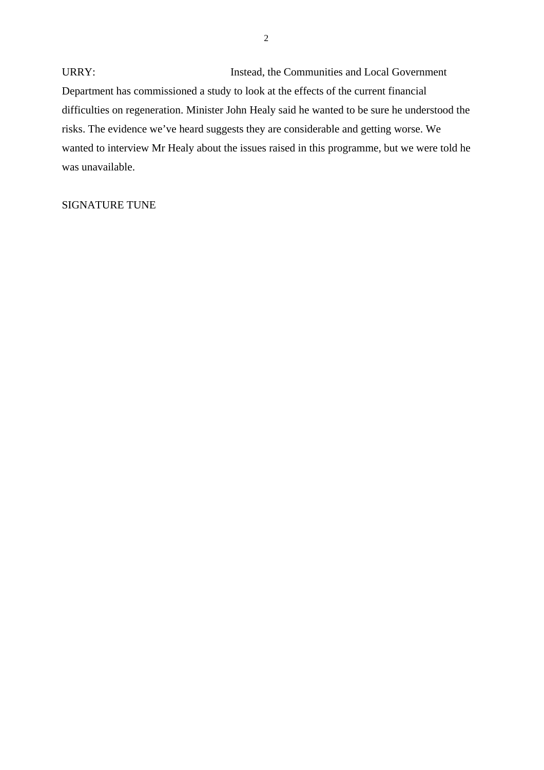URRY: Instead, the Communities and Local Government Department has commissioned a study to look at the effects of the current financial difficulties on regeneration. Minister John Healy said he wanted to be sure he understood the risks. The evidence we've heard suggests they are considerable and getting worse. We wanted to interview Mr Healy about the issues raised in this programme, but we were told he was unavailable.

SIGNATURE TUNE